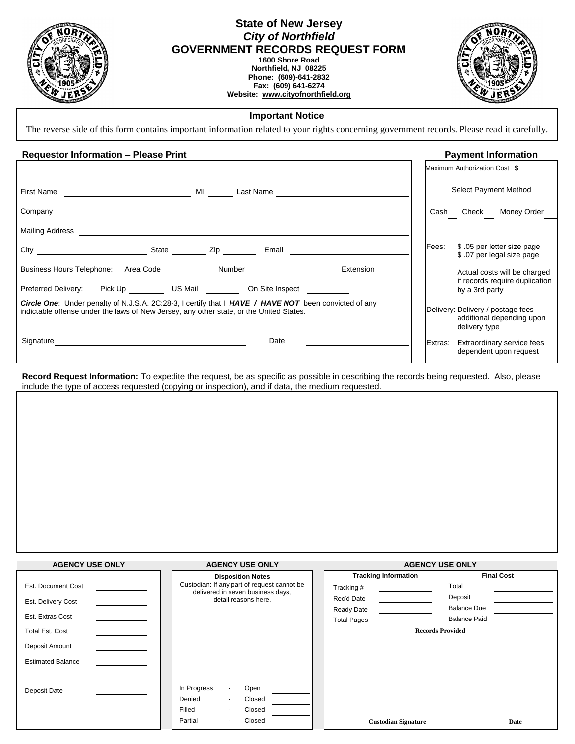# State of New Jersey

## *City of Northfield*

## GOVERNMENT RECORDS REQUEST FORM

**1600 Shore Road**
**Northfield, NJ 08225**
**Phone: (609)-641-2832**
**Fax: (609) 641-6274**
**Website: www.cityofnorthfield.org**

### Important Notice

The reverse side of this form contains important information related to your rights concerning government records. Please read it carefully.

### Requestor Information – Please Print

First Name ______________ MI ______ Last Name ______________

Company ______________

Mailing Address ______________

City ______________ State ________ Zip ________ Email ______________

Business Hours Telephone: Area Code ________ Number ______________ Extension ______

Preferred Delivery: Pick Up ________ US Mail ________ On Site Inspect ________

***Circle One***: Under penalty of N.J.S.A. 2C:28-3, I certify that I ***HAVE / HAVE NOT*** been convicted of any indictable offense under the laws of New Jersey, any other state, or the United States.

Signature ______________ Date ______________

### Payment Information

Maximum Authorization Cost $ ________

Select Payment Method

Cash ___ Check ___ Money Order ___

Fees: $ .05 per letter size page
$ .07 per legal size page

Actual costs will be charged if records require duplication by a 3rd party

Delivery: Delivery / postage fees additional depending upon delivery type

Extras: Extraordinary service fees dependent upon request

**Record Request Information:** To expedite the request, be as specific as possible in describing the records being requested. Also, please include the type of access requested (copying or inspection), and if data, the medium requested.

---

### AGENCY USE ONLY

| | |
|---|---|
| Est. Document Cost | |
| Est. Delivery Cost | |
| Est. Extras Cost | |
| Total Est. Cost | |
| Deposit Amount | |
| Estimated Balance | |
| Deposit Date | |

### AGENCY USE ONLY

**Disposition Notes**

Custodian: If any part of request cannot be delivered in seven business days, detail reasons here.

| | | | |
|---|---|---|---|
| In Progress | - | Open | |
| Denied | - | Closed | |
| Filled | - | Closed | |
| Partial | - | Closed | |

### AGENCY USE ONLY

| Tracking Information | | Final Cost | |
|---|---|---|---|
| Tracking # | | Total | |
| Rec'd Date | | Deposit | |
| Ready Date | | Balance Due | |
| Total Pages | | Balance Paid | |

**Records Provided**

**Custodian Signature** ______________ **Date** ______________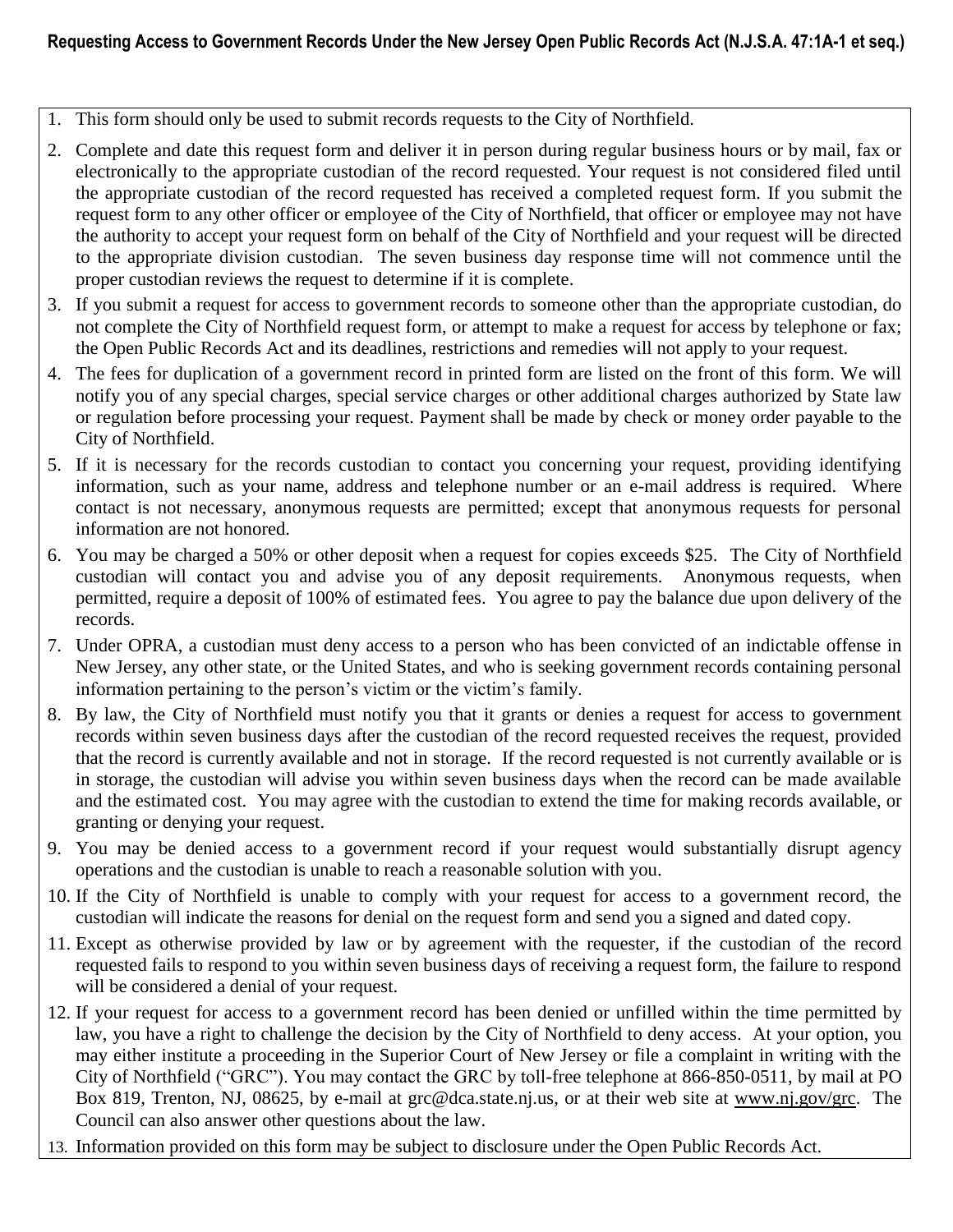**Requesting Access to Government Records Under the New Jersey Open Public Records Act (N.J.S.A. 47:1A-1 et seq.)**

1. This form should only be used to submit records requests to the City of Northfield.
2. Complete and date this request form and deliver it in person during regular business hours or by mail, fax or electronically to the appropriate custodian of the record requested. Your request is not considered filed until the appropriate custodian of the record requested has received a completed request form. If you submit the request form to any other officer or employee of the City of Northfield, that officer or employee may not have the authority to accept your request form on behalf of the City of Northfield and your request will be directed to the appropriate division custodian. The seven business day response time will not commence until the proper custodian reviews the request to determine if it is complete.
3. If you submit a request for access to government records to someone other than the appropriate custodian, do not complete the City of Northfield request form, or attempt to make a request for access by telephone or fax; the Open Public Records Act and its deadlines, restrictions and remedies will not apply to your request.
4. The fees for duplication of a government record in printed form are listed on the front of this form. We will notify you of any special charges, special service charges or other additional charges authorized by State law or regulation before processing your request. Payment shall be made by check or money order payable to the City of Northfield.
5. If it is necessary for the records custodian to contact you concerning your request, providing identifying information, such as your name, address and telephone number or an e-mail address is required. Where contact is not necessary, anonymous requests are permitted; except that anonymous requests for personal information are not honored.
6. You may be charged a 50% or other deposit when a request for copies exceeds $25. The City of Northfield custodian will contact you and advise you of any deposit requirements. Anonymous requests, when permitted, require a deposit of 100% of estimated fees. You agree to pay the balance due upon delivery of the records.
7. Under OPRA, a custodian must deny access to a person who has been convicted of an indictable offense in New Jersey, any other state, or the United States, and who is seeking government records containing personal information pertaining to the person's victim or the victim's family.
8. By law, the City of Northfield must notify you that it grants or denies a request for access to government records within seven business days after the custodian of the record requested receives the request, provided that the record is currently available and not in storage. If the record requested is not currently available or is in storage, the custodian will advise you within seven business days when the record can be made available and the estimated cost. You may agree with the custodian to extend the time for making records available, or granting or denying your request.
9. You may be denied access to a government record if your request would substantially disrupt agency operations and the custodian is unable to reach a reasonable solution with you.
10. If the City of Northfield is unable to comply with your request for access to a government record, the custodian will indicate the reasons for denial on the request form and send you a signed and dated copy.
11. Except as otherwise provided by law or by agreement with the requester, if the custodian of the record requested fails to respond to you within seven business days of receiving a request form, the failure to respond will be considered a denial of your request.
12. If your request for access to a government record has been denied or unfilled within the time permitted by law, you have a right to challenge the decision by the City of Northfield to deny access. At your option, you may either institute a proceeding in the Superior Court of New Jersey or file a complaint in writing with the City of Northfield ("GRC"). You may contact the GRC by toll-free telephone at 866-850-0511, by mail at PO Box 819, Trenton, NJ, 08625, by e-mail at grc@dca.state.nj.us, or at their web site at www.nj.gov/grc. The Council can also answer other questions about the law.
13. Information provided on this form may be subject to disclosure under the Open Public Records Act.